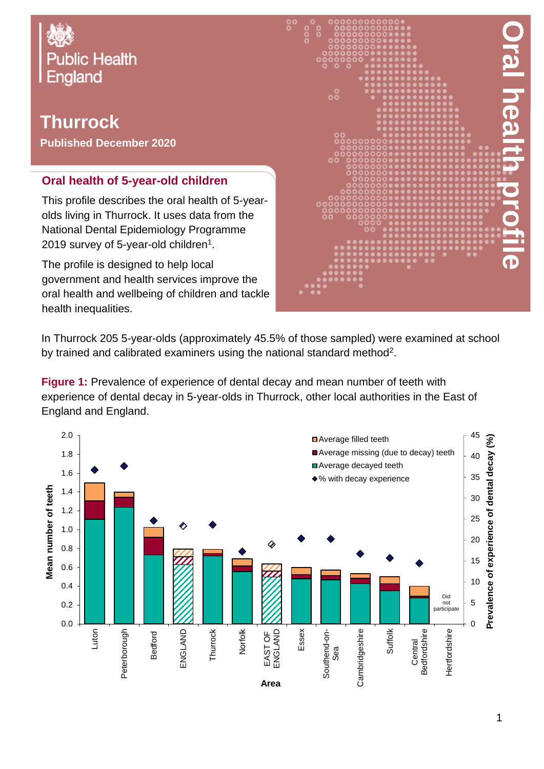Public Health England

# Thurrock

**Published December 2020**

Oral health profile

## Oral health of 5-year-old children

This profile describes the oral health of 5-year-olds living in Thurrock. It uses data from the National Dental Epidemiology Programme 2019 survey of 5-year-old children[1].

The profile is designed to help local government and health services improve the oral health and wellbeing of children and tackle health inequalities.

In Thurrock 205 5-year-olds (approximately 45.5% of those sampled) were examined at school by trained and calibrated examiners using the national standard method[2].

**Figure 1:** Prevalence of experience of dental decay and mean number of teeth with experience of dental decay in 5-year-olds in Thurrock, other local authorities in the East of England and England.

Legend: Average filled teeth; Average missing (due to decay) teeth; Average decayed teeth; % with decay experience

Y-axis (left): Mean number of teeth (0.0–2.0). Y-axis (right): Prevalence of experience of dental decay (%) (0–45). X-axis: Area

Areas: Luton, Peterborough, Bedford, ENGLAND, Thurrock, Norfolk, EAST OF ENGLAND, Essex, Southend-on-Sea, Cambridgeshire, Suffolk, Central Bedfordshire, Hertfordshire (Did not participate)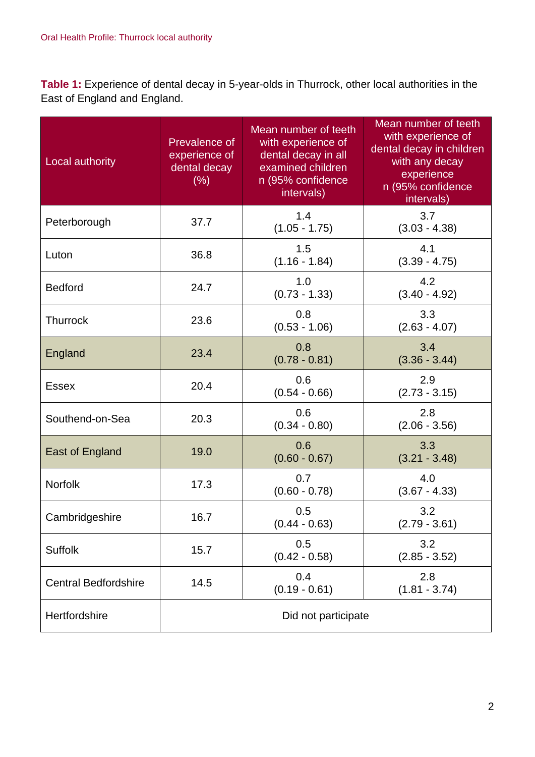**Table 1:** Experience of dental decay in 5-year-olds in Thurrock, other local authorities in the East of England and England.

| Local authority | Prevalence of experience of dental decay (%) | Mean number of teeth with experience of dental decay in all examined children n (95% confidence intervals) | Mean number of teeth with experience of dental decay in children with any decay experience n (95% confidence intervals) |
|---|---|---|---|
| Peterborough | 37.7 | 1.4 (1.05 - 1.75) | 3.7 (3.03 - 4.38) |
| Luton | 36.8 | 1.5 (1.16 - 1.84) | 4.1 (3.39 - 4.75) |
| Bedford | 24.7 | 1.0 (0.73 - 1.33) | 4.2 (3.40 - 4.92) |
| Thurrock | 23.6 | 0.8 (0.53 - 1.06) | 3.3 (2.63 - 4.07) |
| England | 23.4 | 0.8 (0.78 - 0.81) | 3.4 (3.36 - 3.44) |
| Essex | 20.4 | 0.6 (0.54 - 0.66) | 2.9 (2.73 - 3.15) |
| Southend-on-Sea | 20.3 | 0.6 (0.34 - 0.80) | 2.8 (2.06 - 3.56) |
| East of England | 19.0 | 0.6 (0.60 - 0.67) | 3.3 (3.21 - 3.48) |
| Norfolk | 17.3 | 0.7 (0.60 - 0.78) | 4.0 (3.67 - 4.33) |
| Cambridgeshire | 16.7 | 0.5 (0.44 - 0.63) | 3.2 (2.79 - 3.61) |
| Suffolk | 15.7 | 0.5 (0.42 - 0.58) | 3.2 (2.85 - 3.52) |
| Central Bedfordshire | 14.5 | 0.4 (0.19 - 0.61) | 2.8 (1.81 - 3.74) |
| Hertfordshire | Did not participate | | |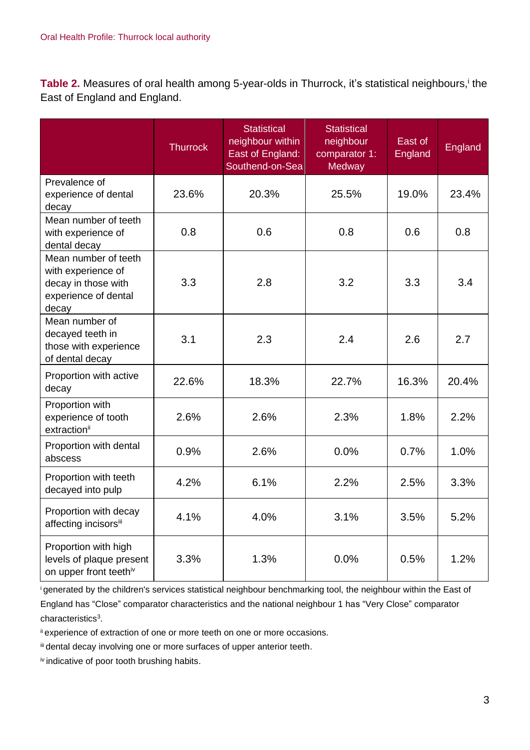**Table 2.** Measures of oral health among 5-year-olds in Thurrock, it's statistical neighbours,[i] the East of England and England.

| | Thurrock | Statistical neighbour within East of England: Southend-on-Sea | Statistical neighbour comparator 1: Medway | East of England | England |
|---|---|---|---|---|---|
| Prevalence of experience of dental decay | 23.6% | 20.3% | 25.5% | 19.0% | 23.4% |
| Mean number of teeth with experience of dental decay | 0.8 | 0.6 | 0.8 | 0.6 | 0.8 |
| Mean number of teeth with experience of decay in those with experience of dental decay | 3.3 | 2.8 | 3.2 | 3.3 | 3.4 |
| Mean number of decayed teeth in those with experience of dental decay | 3.1 | 2.3 | 2.4 | 2.6 | 2.7 |
| Proportion with active decay | 22.6% | 18.3% | 22.7% | 16.3% | 20.4% |
| Proportion with experience of tooth extraction[ii] | 2.6% | 2.6% | 2.3% | 1.8% | 2.2% |
| Proportion with dental abscess | 0.9% | 2.6% | 0.0% | 0.7% | 1.0% |
| Proportion with teeth decayed into pulp | 4.2% | 6.1% | 2.2% | 2.5% | 3.3% |
| Proportion with decay affecting incisors[iii] | 4.1% | 4.0% | 3.1% | 3.5% | 5.2% |
| Proportion with high levels of plaque present on upper front teeth[iv] | 3.3% | 1.3% | 0.0% | 0.5% | 1.2% |

[i] generated by the children's services statistical neighbour benchmarking tool, the neighbour within the East of England has "Close" comparator characteristics and the national neighbour 1 has "Very Close" comparator characteristics[3].

[ii] experience of extraction of one or more teeth on one or more occasions.

[iii] dental decay involving one or more surfaces of upper anterior teeth.

[iv] indicative of poor tooth brushing habits.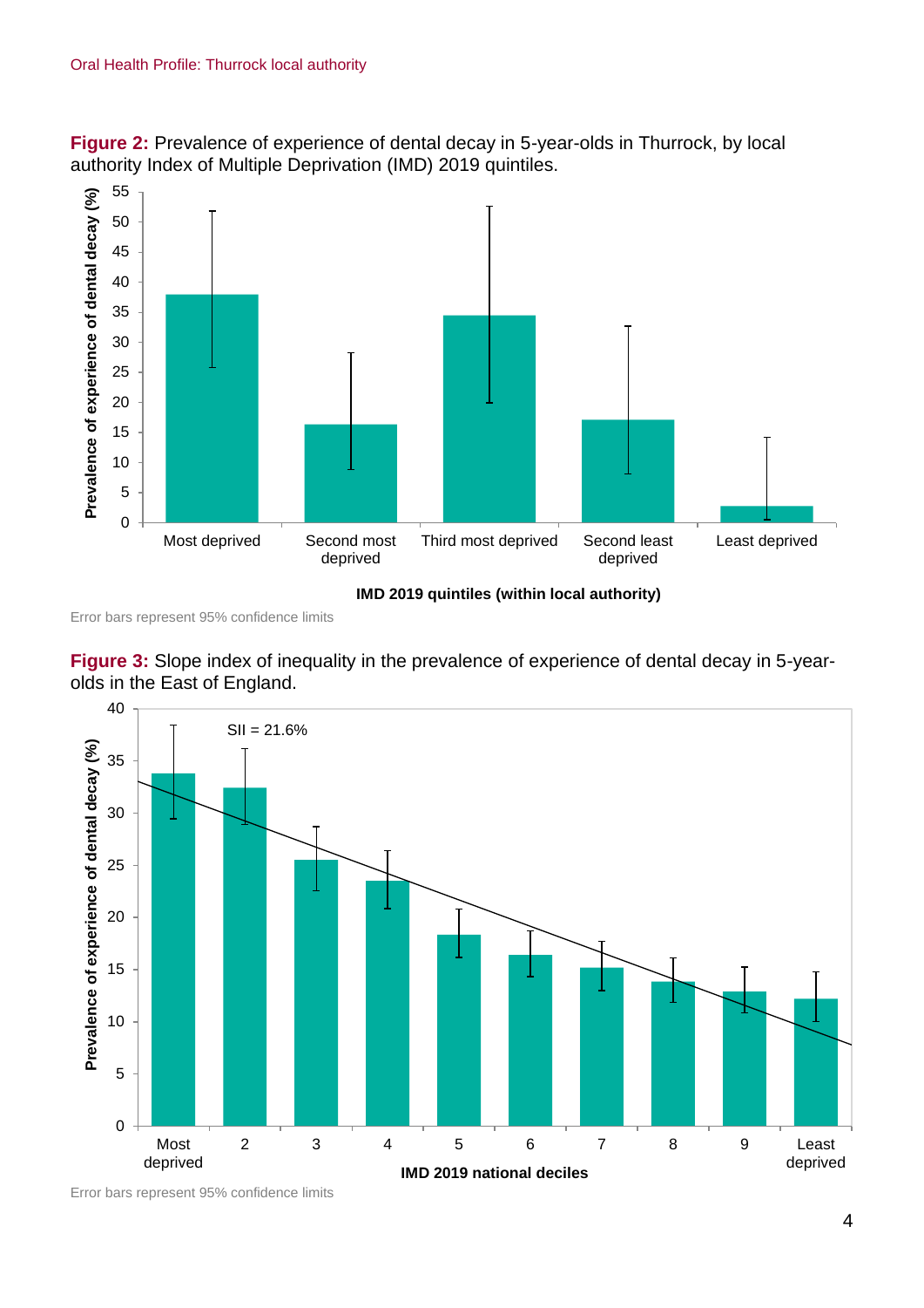**Figure 2:** Prevalence of experience of dental decay in 5-year-olds in Thurrock, by local authority Index of Multiple Deprivation (IMD) 2019 quintiles.

Error bars represent 95% confidence limits

**Figure 3:** Slope index of inequality in the prevalence of experience of dental decay in 5-year-olds in the East of England.

Error bars represent 95% confidence limits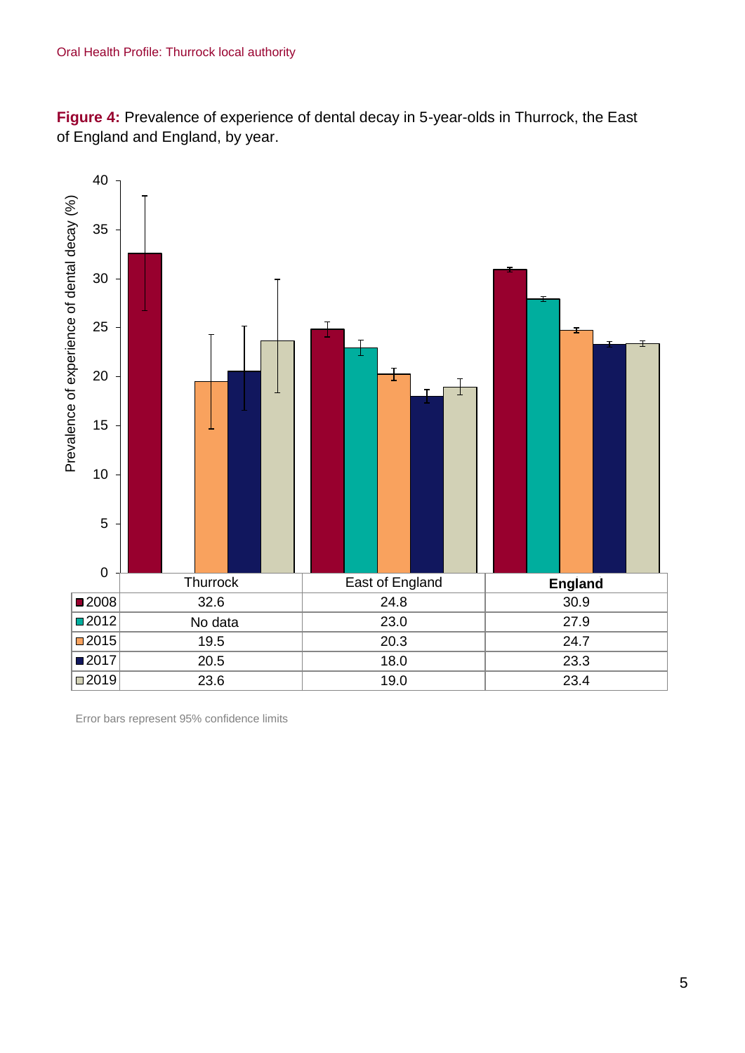**Figure 4:** Prevalence of experience of dental decay in 5-year-olds in Thurrock, the East of England and England, by year.

|  | Thurrock | East of England | England |
|---|---|---|---|
| 2008 | 32.6 | 24.8 | 30.9 |
| 2012 | No data | 23.0 | 27.9 |
| 2015 | 19.5 | 20.3 | 24.7 |
| 2017 | 20.5 | 18.0 | 23.3 |
| 2019 | 23.6 | 19.0 | 23.4 |

Error bars represent 95% confidence limits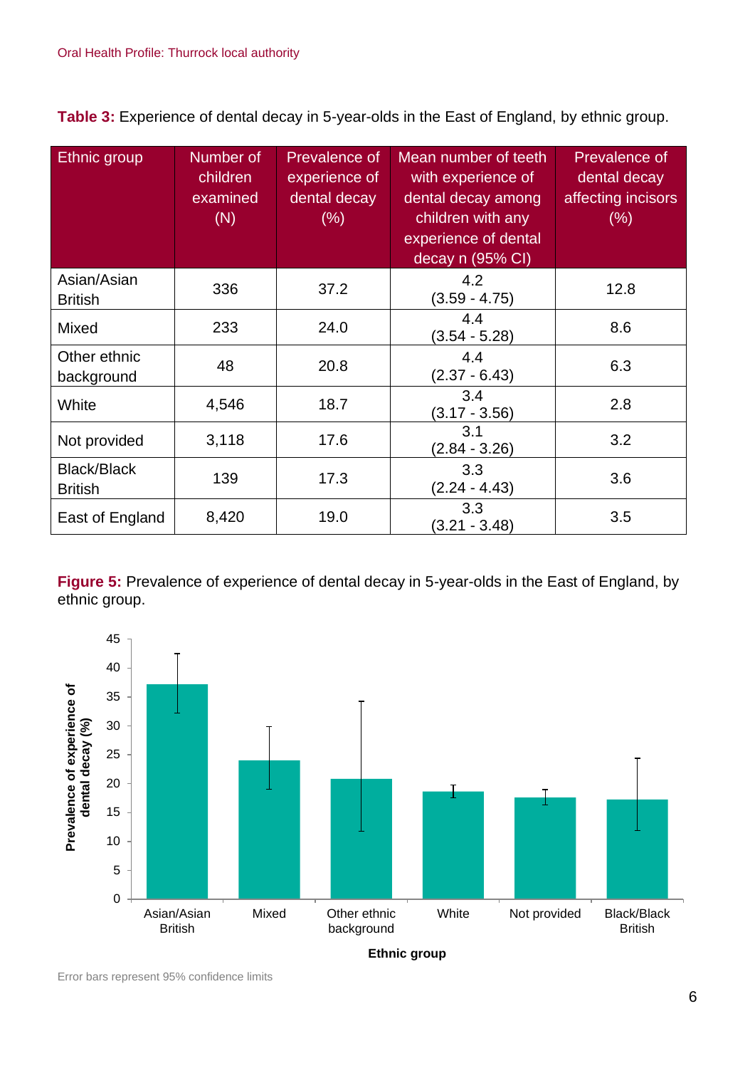**Table 3:** Experience of dental decay in 5-year-olds in the East of England, by ethnic group.

| Ethnic group | Number of children examined (N) | Prevalence of experience of dental decay (%) | Mean number of teeth with experience of dental decay among children with any experience of dental decay n (95% CI) | Prevalence of dental decay affecting incisors (%) |
|---|---|---|---|---|
| Asian/Asian British | 336 | 37.2 | 4.2 (3.59 - 4.75) | 12.8 |
| Mixed | 233 | 24.0 | 4.4 (3.54 - 5.28) | 8.6 |
| Other ethnic background | 48 | 20.8 | 4.4 (2.37 - 6.43) | 6.3 |
| White | 4,546 | 18.7 | 3.4 (3.17 - 3.56) | 2.8 |
| Not provided | 3,118 | 17.6 | 3.1 (2.84 - 3.26) | 3.2 |
| Black/Black British | 139 | 17.3 | 3.3 (2.24 - 4.43) | 3.6 |
| East of England | 8,420 | 19.0 | 3.3 (3.21 - 3.48) | 3.5 |

**Figure 5:** Prevalence of experience of dental decay in 5-year-olds in the East of England, by ethnic group.

Error bars represent 95% confidence limits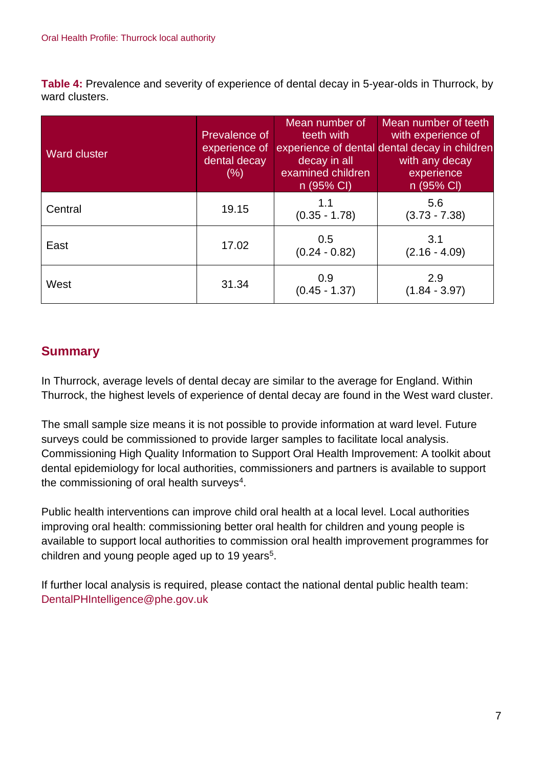**Table 4:** Prevalence and severity of experience of dental decay in 5-year-olds in Thurrock, by ward clusters.

| Ward cluster | Prevalence of experience of dental decay (%) | Mean number of teeth with experience of dental decay in all examined children n (95% CI) | Mean number of teeth with experience of dental decay in children with any decay experience n (95% CI) |
|---|---|---|---|
| Central | 19.15 | 1.1 (0.35 - 1.78) | 5.6 (3.73 - 7.38) |
| East | 17.02 | 0.5 (0.24 - 0.82) | 3.1 (2.16 - 4.09) |
| West | 31.34 | 0.9 (0.45 - 1.37) | 2.9 (1.84 - 3.97) |

## Summary

In Thurrock, average levels of dental decay are similar to the average for England. Within Thurrock, the highest levels of experience of dental decay are found in the West ward cluster.

The small sample size means it is not possible to provide information at ward level. Future surveys could be commissioned to provide larger samples to facilitate local analysis. Commissioning High Quality Information to Support Oral Health Improvement: A toolkit about dental epidemiology for local authorities, commissioners and partners is available to support the commissioning of oral health surveys[4].

Public health interventions can improve child oral health at a local level. Local authorities improving oral health: commissioning better oral health for children and young people is available to support local authorities to commission oral health improvement programmes for children and young people aged up to 19 years[5].

If further local analysis is required, please contact the national dental public health team: DentalPHIntelligence@phe.gov.uk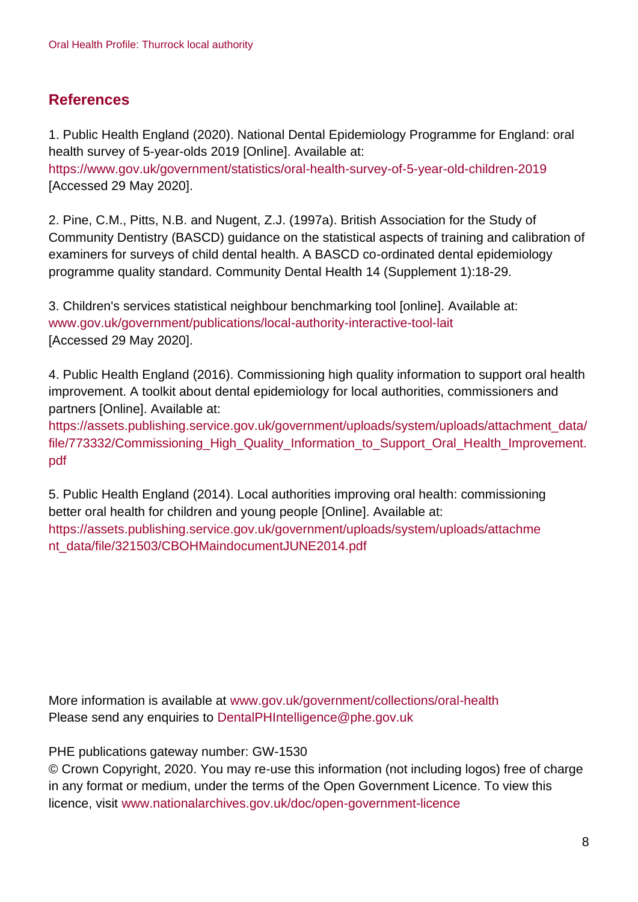## References

1. Public Health England (2020). National Dental Epidemiology Programme for England: oral health survey of 5-year-olds 2019 [Online]. Available at: https://www.gov.uk/government/statistics/oral-health-survey-of-5-year-old-children-2019 [Accessed 29 May 2020].

2. Pine, C.M., Pitts, N.B. and Nugent, Z.J. (1997a). British Association for the Study of Community Dentistry (BASCD) guidance on the statistical aspects of training and calibration of examiners for surveys of child dental health. A BASCD co-ordinated dental epidemiology programme quality standard. Community Dental Health 14 (Supplement 1):18-29.

3. Children's services statistical neighbour benchmarking tool [online]. Available at: www.gov.uk/government/publications/local-authority-interactive-tool-lait [Accessed 29 May 2020].

4. Public Health England (2016). Commissioning high quality information to support oral health improvement. A toolkit about dental epidemiology for local authorities, commissioners and partners [Online]. Available at: https://assets.publishing.service.gov.uk/government/uploads/system/uploads/attachment_data/file/773332/Commissioning_High_Quality_Information_to_Support_Oral_Health_Improvement.pdf

5. Public Health England (2014). Local authorities improving oral health: commissioning better oral health for children and young people [Online]. Available at: https://assets.publishing.service.gov.uk/government/uploads/system/uploads/attachment_data/file/321503/CBOHMaindocumentJUNE2014.pdf

More information is available at www.gov.uk/government/collections/oral-health
Please send any enquiries to DentalPHIntelligence@phe.gov.uk

PHE publications gateway number: GW-1530
© Crown Copyright, 2020. You may re-use this information (not including logos) free of charge in any format or medium, under the terms of the Open Government Licence. To view this licence, visit www.nationalarchives.gov.uk/doc/open-government-licence